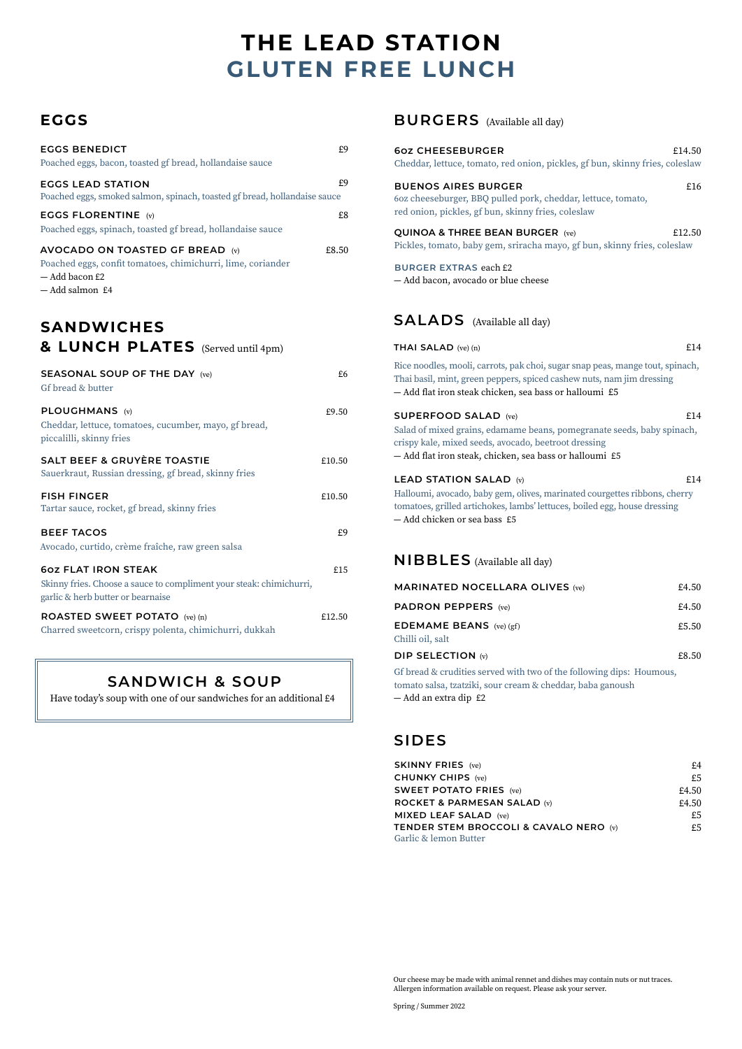# THE LEAD STATION
# GLUTEN FREE LUNCH

## EGGS

**EGGS BENEDICT** £9
Poached eggs, bacon, toasted gf bread, hollandaise sauce

**EGGS LEAD STATION** £9
Poached eggs, smoked salmon, spinach, toasted gf bread, hollandaise sauce

**EGGS FLORENTINE** (v) £8
Poached eggs, spinach, toasted gf bread, hollandaise sauce

**AVOCADO ON TOASTED GF BREAD** (v) £8.50
Poached eggs, confit tomatoes, chimichurri, lime, coriander
— Add bacon £2
— Add salmon £4

## SANDWICHES & LUNCH PLATES (Served until 4pm)

**SEASONAL SOUP OF THE DAY** (ve) £6
Gf bread & butter

**PLOUGHMANS** (v) £9.50
Cheddar, lettuce, tomatoes, cucumber, mayo, gf bread, piccalilli, skinny fries

**SALT BEEF & GRUYÈRE TOASTIE** £10.50
Sauerkraut, Russian dressing, gf bread, skinny fries

**FISH FINGER** £10.50
Tartar sauce, rocket, gf bread, skinny fries

**BEEF TACOS** £9
Avocado, curtido, crème fraîche, raw green salsa

**6oz FLAT IRON STEAK** £15
Skinny fries. Choose a sauce to compliment your steak: chimichurri, garlic & herb butter or bearnaise

**ROASTED SWEET POTATO** (ve) (n) £12.50
Charred sweetcorn, crispy polenta, chimichurri, dukkah

### SANDWICH & SOUP

Have today's soup with one of our sandwiches for an additional £4

## BURGERS (Available all day)

**6oz CHEESEBURGER** £14.50
Cheddar, lettuce, tomato, red onion, pickles, gf bun, skinny fries, coleslaw

**BUENOS AIRES BURGER** £16
6oz cheeseburger, BBQ pulled pork, cheddar, lettuce, tomato, red onion, pickles, gf bun, skinny fries, coleslaw

**QUINOA & THREE BEAN BURGER** (ve) £12.50
Pickles, tomato, baby gem, sriracha mayo, gf bun, skinny fries, coleslaw

**BURGER EXTRAS** each £2
— Add bacon, avocado or blue cheese

## SALADS (Available all day)

**THAI SALAD** (ve) (n) £14
Rice noodles, mooli, carrots, pak choi, sugar snap peas, mange tout, spinach, Thai basil, mint, green peppers, spiced cashew nuts, nam jim dressing
— Add flat iron steak chicken, sea bass or halloumi £5

**SUPERFOOD SALAD** (ve) £14
Salad of mixed grains, edamame beans, pomegranate seeds, baby spinach, crispy kale, mixed seeds, avocado, beetroot dressing
— Add flat iron steak, chicken, sea bass or halloumi £5

**LEAD STATION SALAD** (v) £14
Halloumi, avocado, baby gem, olives, marinated courgettes ribbons, cherry tomatoes, grilled artichokes, lambs' lettuces, boiled egg, house dressing
— Add chicken or sea bass £5

## NIBBLES (Available all day)

**MARINATED NOCELLARA OLIVES** (ve) £4.50

**PADRON PEPPERS** (ve) £4.50

**EDEMAME BEANS** (ve) (gf) £5.50
Chilli oil, salt

**DIP SELECTION** (v) £8.50
Gf bread & crudities served with two of the following dips: Houmous, tomato salsa, tzatziki, sour cream & cheddar, baba ganoush
— Add an extra dip £2

## SIDES

**SKINNY FRIES** (ve) £4
**CHUNKY CHIPS** (ve) £5
**SWEET POTATO FRIES** (ve) £4.50
**ROCKET & PARMESAN SALAD** (v) £4.50
**MIXED LEAF SALAD** (ve) £5
**TENDER STEM BROCCOLI & CAVALO NERO** (v) £5
Garlic & lemon Butter

Our cheese may be made with animal rennet and dishes may contain nuts or nut traces. Allergen information available on request. Please ask your server.

Spring / Summer 2022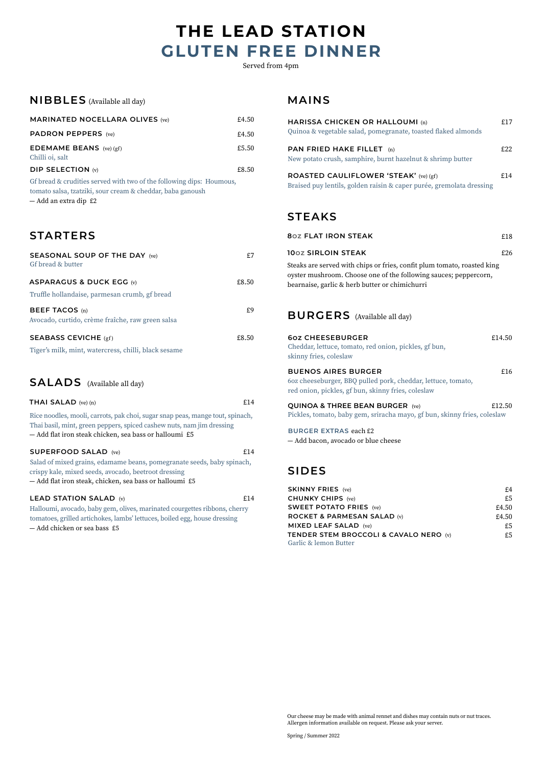# THE LEAD STATION
# GLUTEN FREE DINNER

Served from 4pm

## NIBBLES (Available all day)

**MARINATED NOCELLARA OLIVES** (ve) £4.50

**PADRON PEPPERS** (ve) £4.50

**EDEMAME BEANS** (ve) (gf) £5.50
Chilli oi, salt

**DIP SELECTION** (v) £8.50
Gf bread & crudities served with two of the following dips: Houmous, tomato salsa, tzatziki, sour cream & cheddar, baba ganoush
— Add an extra dip £2

## STARTERS

**SEASONAL SOUP OF THE DAY** (ve) £7
Gf bread & butter

**ASPARAGUS & DUCK EGG** (v) £8.50
Truffle hollandaise, parmesan crumb, gf bread

**BEEF TACOS** (n) £9
Avocado, curtido, crème fraîche, raw green salsa

**SEABASS CEVICHE** (gf) £8.50
Tiger's milk, mint, watercress, chilli, black sesame

## SALADS (Available all day)

**THAI SALAD** (ve) (n) £14
Rice noodles, mooli, carrots, pak choi, sugar snap peas, mange tout, spinach, Thai basil, mint, green peppers, spiced cashew nuts, nam jim dressing
— Add flat iron steak chicken, sea bass or halloumi £5

**SUPERFOOD SALAD** (ve) £14
Salad of mixed grains, edamame beans, pomegranate seeds, baby spinach, crispy kale, mixed seeds, avocado, beetroot dressing
— Add flat iron steak, chicken, sea bass or halloumi £5

**LEAD STATION SALAD** (v) £14
Halloumi, avocado, baby gem, olives, marinated courgettes ribbons, cherry tomatoes, grilled artichokes, lambs' lettuces, boiled egg, house dressing
— Add chicken or sea bass £5

## MAINS

**HARISSA CHICKEN OR HALLOUMI** (n) £17
Quinoa & vegetable salad, pomegranate, toasted flaked almonds

**PAN FRIED HAKE FILLET** (n) £22
New potato crush, samphire, burnt hazelnut & shrimp butter

**ROASTED CAULIFLOWER 'STEAK'** (ve) (gf) £14
Braised puy lentils, golden raisin & caper purée, gremolata dressing

## STEAKS

**8oz FLAT IRON STEAK** £18

**10oz SIRLOIN STEAK** £26

Steaks are served with chips or fries, confit plum tomato, roasted king oyster mushroom. Choose one of the following sauces; peppercorn, bearnaise, garlic & herb butter or chimichurri

## BURGERS (Available all day)

**6oz CHEESEBURGER** £14.50
Cheddar, lettuce, tomato, red onion, pickles, gf bun, skinny fries, coleslaw

**BUENOS AIRES BURGER** £16
6oz cheeseburger, BBQ pulled pork, cheddar, lettuce, tomato, red onion, pickles, gf bun, skinny fries, coleslaw

**QUINOA & THREE BEAN BURGER** (ve) £12.50
Pickles, tomato, baby gem, sriracha mayo, gf bun, skinny fries, coleslaw

**BURGER EXTRAS** each £2
— Add bacon, avocado or blue cheese

## SIDES

**SKINNY FRIES** (ve) £4
**CHUNKY CHIPS** (ve) £5
**SWEET POTATO FRIES** (ve) £4.50
**ROCKET & PARMESAN SALAD** (v) £4.50
**MIXED LEAF SALAD** (ve) £5
**TENDER STEM BROCCOLI & CAVALO NERO** (v) £5
Garlic & lemon Butter

Our cheese may be made with animal rennet and dishes may contain nuts or nut traces. Allergen information available on request. Please ask your server.

Spring / Summer 2022